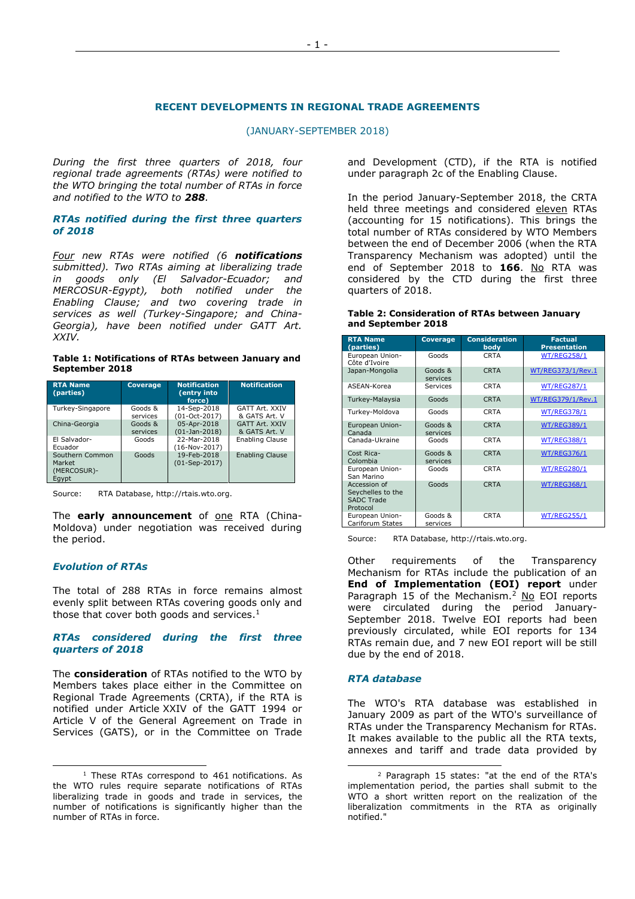## RECENT DEVELOPMENTS IN REGIONAL TRADE AGREEMENTS

(JANUARY-SEPTEMBER 2018)

*During the first three quarters of 2018, four regional trade agreements (RTAs) were notified to the WTO bringing the total number of RTAs in force and notified to the WTO to **288**.*

### *RTAs notified during the first three quarters of 2018*

*Four new RTAs were notified (6 **notifications** submitted). Two RTAs aiming at liberalizing trade in goods only (El Salvador-Ecuador; and MERCOSUR-Egypt), both notified under the Enabling Clause; and two covering trade in services as well (Turkey-Singapore; and China-Georgia), have been notified under GATT Art. XXIV.*

**Table 1: Notifications of RTAs between January and September 2018**

| RTA Name (parties) | Coverage | Notification (entry into force) | Notification |
|---|---|---|---|
| Turkey-Singapore | Goods & services | 14-Sep-2018 (01-Oct-2017) | GATT Art. XXIV & GATS Art. V |
| China-Georgia | Goods & services | 05-Apr-2018 (01-Jan-2018) | GATT Art. XXIV & GATS Art. V |
| El Salvador-Ecuador | Goods | 22-Mar-2018 (16-Nov-2017) | Enabling Clause |
| Southern Common Market (MERCOSUR)-Egypt | Goods | 19-Feb-2018 (01-Sep-2017) | Enabling Clause |

Source: RTA Database, http://rtais.wto.org.

The **early announcement** of one RTA (China-Moldova) under negotiation was received during the period.

### *Evolution of RTAs*

The total of 288 RTAs in force remains almost evenly split between RTAs covering goods only and those that cover both goods and services.[1]

### *RTAs considered during the first three quarters of 2018*

The **consideration** of RTAs notified to the WTO by Members takes place either in the Committee on Regional Trade Agreements (CRTA), if the RTA is notified under Article XXIV of the GATT 1994 or Article V of the General Agreement on Trade in Services (GATS), or in the Committee on Trade and Development (CTD), if the RTA is notified under paragraph 2c of the Enabling Clause.

In the period January-September 2018, the CRTA held three meetings and considered eleven RTAs (accounting for 15 notifications). This brings the total number of RTAs considered by WTO Members between the end of December 2006 (when the RTA Transparency Mechanism was adopted) until the end of September 2018 to **166**. No RTA was considered by the CTD during the first three quarters of 2018.

**Table 2: Consideration of RTAs between January and September 2018**

| RTA Name (parties) | Coverage | Consideration body | Factual Presentation |
|---|---|---|---|
| European Union-Côte d'Ivoire | Goods | CRTA | WT/REG258/1 |
| Japan-Mongolia | Goods & services | CRTA | WT/REG373/1/Rev.1 |
| ASEAN-Korea | Services | CRTA | WT/REG287/1 |
| Turkey-Malaysia | Goods | CRTA | WT/REG379/1/Rev.1 |
| Turkey-Moldova | Goods | CRTA | WT/REG378/1 |
| European Union-Canada | Goods & services | CRTA | WT/REG389/1 |
| Canada-Ukraine | Goods | CRTA | WT/REG388/1 |
| Cost Rica-Colombia | Goods & services | CRTA | WT/REG376/1 |
| European Union-San Marino | Goods | CRTA | WT/REG280/1 |
| Accession of Seychelles to the SADC Trade Protocol | Goods | CRTA | WT/REG368/1 |
| European Union-Cariforum States | Goods & services | CRTA | WT/REG255/1 |

Source: RTA Database, http://rtais.wto.org.

Other requirements of the Transparency Mechanism for RTAs include the publication of an **End of Implementation (EOI) report** under Paragraph 15 of the Mechanism.[2] No EOI reports were circulated during the period January-September 2018. Twelve EOI reports had been previously circulated, while EOI reports for 134 RTAs remain due, and 7 new EOI report will be still due by the end of 2018.

### *RTA database*

The WTO's RTA database was established in January 2009 as part of the WTO's surveillance of RTAs under the Transparency Mechanism for RTAs. It makes available to the public all the RTA texts, annexes and tariff and trade data provided by

---

[1] These RTAs correspond to 461 notifications. As the WTO rules require separate notifications of RTAs liberalizing trade in goods and trade in services, the number of notifications is significantly higher than the number of RTAs in force.

[2] Paragraph 15 states: "at the end of the RTA's implementation period, the parties shall submit to the WTO a short written report on the realization of the liberalization commitments in the RTA as originally notified."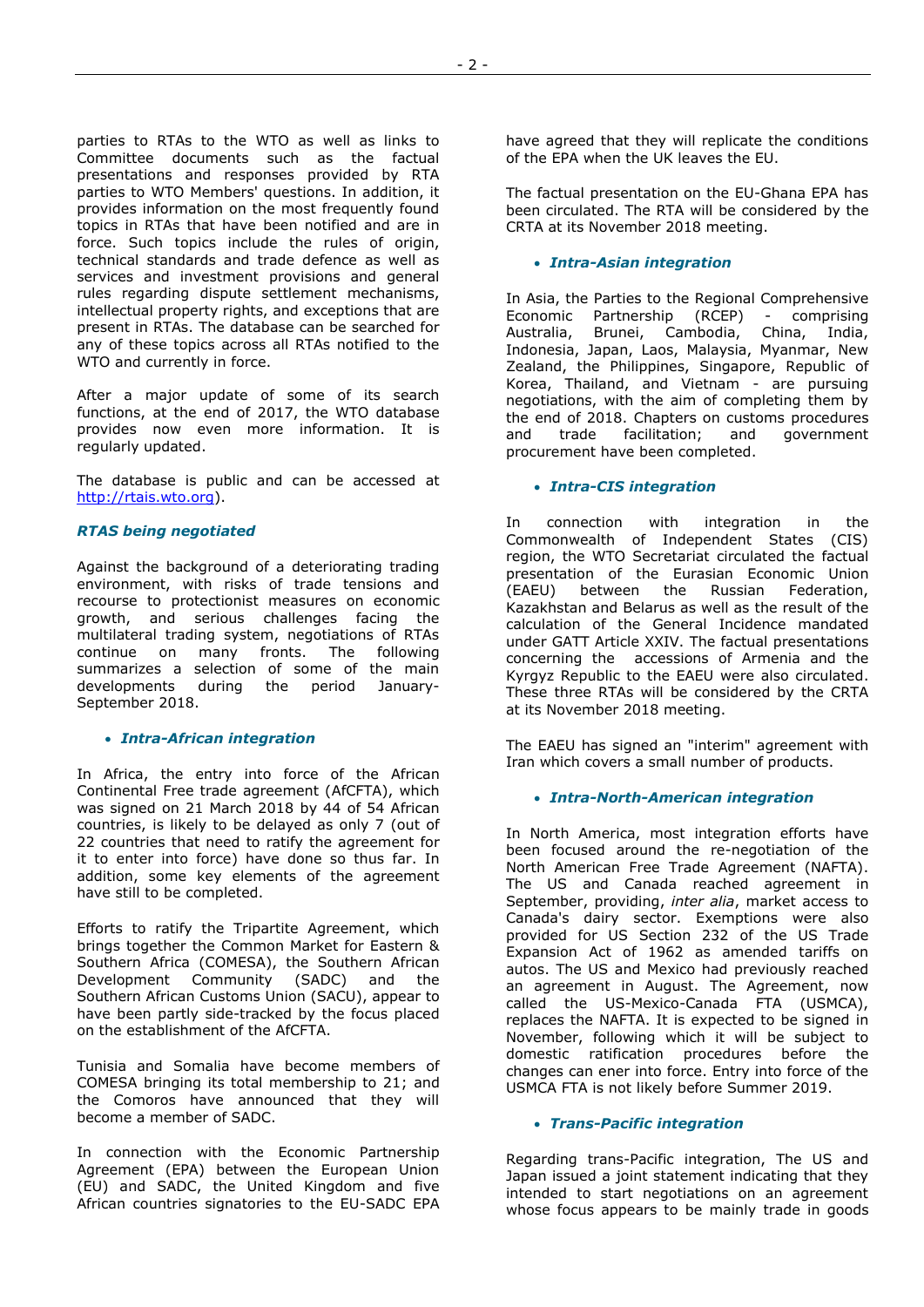parties to RTAs to the WTO as well as links to Committee documents such as the factual presentations and responses provided by RTA parties to WTO Members' questions. In addition, it provides information on the most frequently found topics in RTAs that have been notified and are in force. Such topics include the rules of origin, technical standards and trade defence as well as services and investment provisions and general rules regarding dispute settlement mechanisms, intellectual property rights, and exceptions that are present in RTAs. The database can be searched for any of these topics across all RTAs notified to the WTO and currently in force.

After a major update of some of its search functions, at the end of 2017, the WTO database provides now even more information. It is regularly updated.

The database is public and can be accessed at http://rtais.wto.org).

### *RTAS being negotiated*

Against the background of a deteriorating trading environment, with risks of trade tensions and recourse to protectionist measures on economic growth, and serious challenges facing the multilateral trading system, negotiations of RTAs continue on many fronts. The following summarizes a selection of some of the main developments during the period January-September 2018.

- ***Intra-African integration***

In Africa, the entry into force of the African Continental Free trade agreement (AfCFTA), which was signed on 21 March 2018 by 44 of 54 African countries, is likely to be delayed as only 7 (out of 22 countries that need to ratify the agreement for it to enter into force) have done so thus far. In addition, some key elements of the agreement have still to be completed.

Efforts to ratify the Tripartite Agreement, which brings together the Common Market for Eastern & Southern Africa (COMESA), the Southern African Development Community (SADC) and the Southern African Customs Union (SACU), appear to have been partly side-tracked by the focus placed on the establishment of the AfCFTA.

Tunisia and Somalia have become members of COMESA bringing its total membership to 21; and the Comoros have announced that they will become a member of SADC.

In connection with the Economic Partnership Agreement (EPA) between the European Union (EU) and SADC, the United Kingdom and five African countries signatories to the EU-SADC EPA have agreed that they will replicate the conditions of the EPA when the UK leaves the EU.

The factual presentation on the EU-Ghana EPA has been circulated. The RTA will be considered by the CRTA at its November 2018 meeting.

- ***Intra-Asian integration***

In Asia, the Parties to the Regional Comprehensive Economic Partnership (RCEP) - comprising Australia, Brunei, Cambodia, China, India, Indonesia, Japan, Laos, Malaysia, Myanmar, New Zealand, the Philippines, Singapore, Republic of Korea, Thailand, and Vietnam - are pursuing negotiations, with the aim of completing them by the end of 2018. Chapters on customs procedures and trade facilitation; and government procurement have been completed.

- ***Intra-CIS integration***

In connection with integration in the Commonwealth of Independent States (CIS) region, the WTO Secretariat circulated the factual presentation of the Eurasian Economic Union (EAEU) between the Russian Federation, Kazakhstan and Belarus as well as the result of the calculation of the General Incidence mandated under GATT Article XXIV. The factual presentations concerning the accessions of Armenia and the Kyrgyz Republic to the EAEU were also circulated. These three RTAs will be considered by the CRTA at its November 2018 meeting.

The EAEU has signed an "interim" agreement with Iran which covers a small number of products.

- ***Intra-North-American integration***

In North America, most integration efforts have been focused around the re-negotiation of the North American Free Trade Agreement (NAFTA). The US and Canada reached agreement in September, providing, *inter alia*, market access to Canada's dairy sector. Exemptions were also provided for US Section 232 of the US Trade Expansion Act of 1962 as amended tariffs on autos. The US and Mexico had previously reached an agreement in August. The Agreement, now called the US-Mexico-Canada FTA (USMCA), replaces the NAFTA. It is expected to be signed in November, following which it will be subject to domestic ratification procedures before the changes can ener into force. Entry into force of the USMCA FTA is not likely before Summer 2019.

- ***Trans-Pacific integration***

Regarding trans-Pacific integration, The US and Japan issued a joint statement indicating that they intended to start negotiations on an agreement whose focus appears to be mainly trade in goods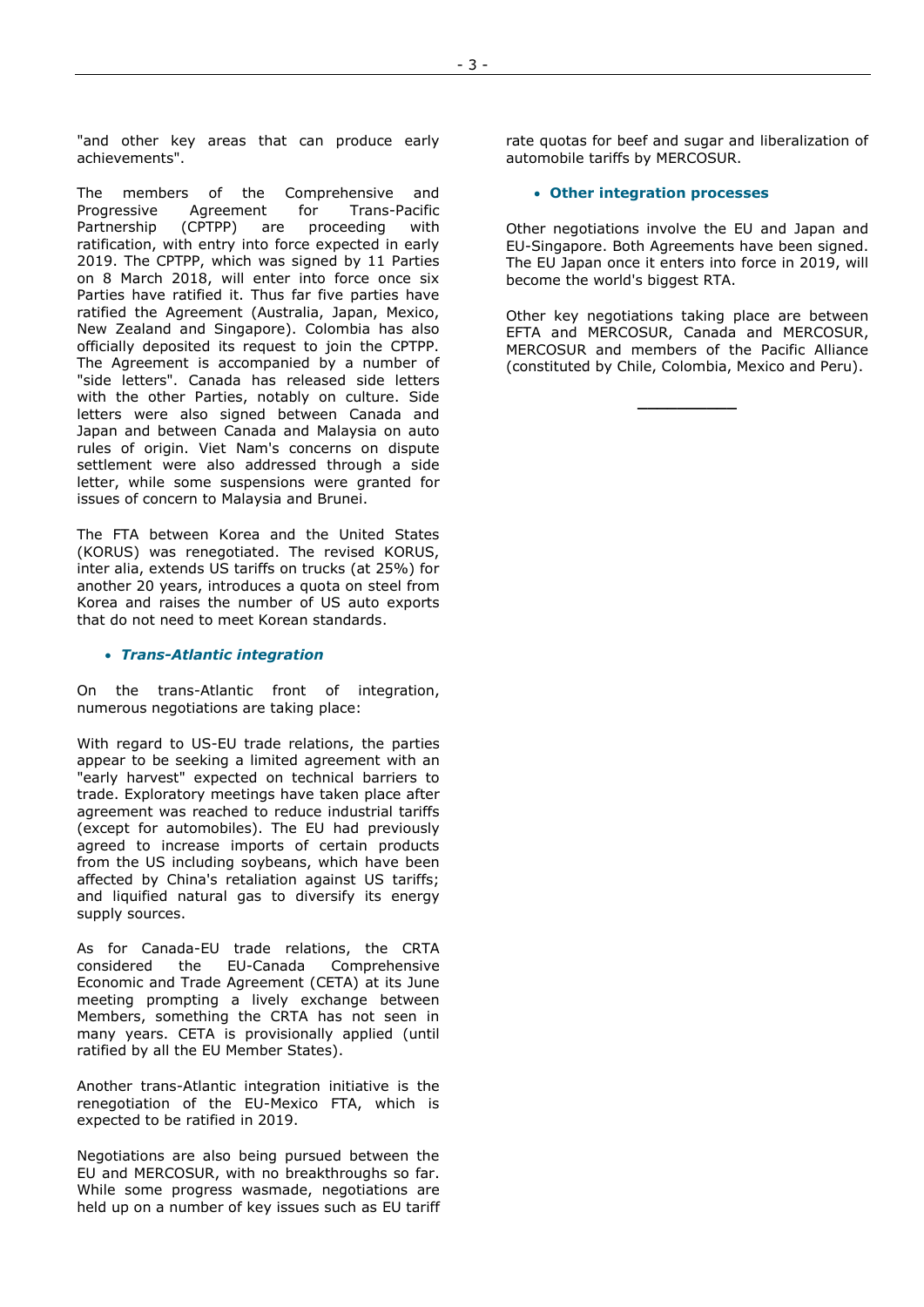"and other key areas that can produce early achievements".

The members of the Comprehensive and Progressive Agreement for Trans-Pacific Partnership (CPTPP) are proceeding with ratification, with entry into force expected in early 2019. The CPTPP, which was signed by 11 Parties on 8 March 2018, will enter into force once six Parties have ratified it. Thus far five parties have ratified the Agreement (Australia, Japan, Mexico, New Zealand and Singapore). Colombia has also officially deposited its request to join the CPTPP. The Agreement is accompanied by a number of "side letters". Canada has released side letters with the other Parties, notably on culture. Side letters were also signed between Canada and Japan and between Canada and Malaysia on auto rules of origin. Viet Nam's concerns on dispute settlement were also addressed through a side letter, while some suspensions were granted for issues of concern to Malaysia and Brunei.

The FTA between Korea and the United States (KORUS) was renegotiated. The revised KORUS, inter alia, extends US tariffs on trucks (at 25%) for another 20 years, introduces a quota on steel from Korea and raises the number of US auto exports that do not need to meet Korean standards.

- ***Trans-Atlantic integration***

On the trans-Atlantic front of integration, numerous negotiations are taking place:

With regard to US-EU trade relations, the parties appear to be seeking a limited agreement with an "early harvest" expected on technical barriers to trade. Exploratory meetings have taken place after agreement was reached to reduce industrial tariffs (except for automobiles). The EU had previously agreed to increase imports of certain products from the US including soybeans, which have been affected by China's retaliation against US tariffs; and liquified natural gas to diversify its energy supply sources.

As for Canada-EU trade relations, the CRTA considered the EU-Canada Comprehensive Economic and Trade Agreement (CETA) at its June meeting prompting a lively exchange between Members, something the CRTA has not seen in many years. CETA is provisionally applied (until ratified by all the EU Member States).

Another trans-Atlantic integration initiative is the renegotiation of the EU-Mexico FTA, which is expected to be ratified in 2019.

Negotiations are also being pursued between the EU and MERCOSUR, with no breakthroughs so far. While some progress wasmade, negotiations are held up on a number of key issues such as EU tariff rate quotas for beef and sugar and liberalization of automobile tariffs by MERCOSUR.

- **Other integration processes**

Other negotiations involve the EU and Japan and EU-Singapore. Both Agreements have been signed. The EU Japan once it enters into force in 2019, will become the world's biggest RTA.

Other key negotiations taking place are between EFTA and MERCOSUR, Canada and MERCOSUR, MERCOSUR and members of the Pacific Alliance (constituted by Chile, Colombia, Mexico and Peru).

__________